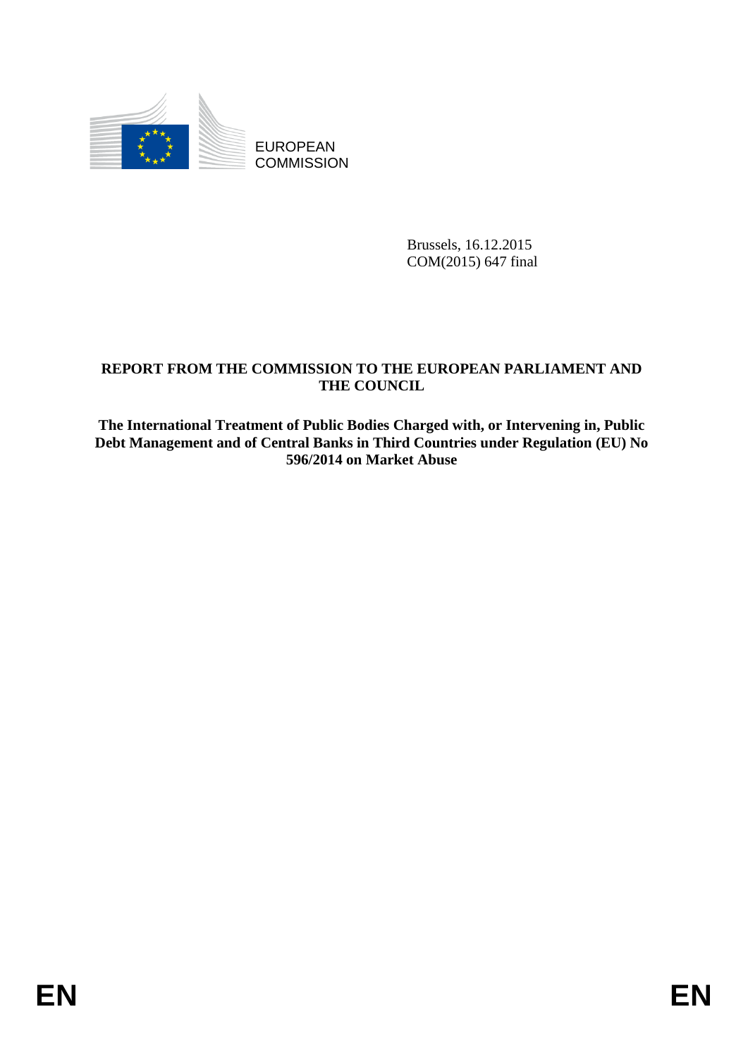EUROPEAN
COMMISSION

Brussels, 16.12.2015
COM(2015) 647 final

**REPORT FROM THE COMMISSION TO THE EUROPEAN PARLIAMENT AND THE COUNCIL**

**The International Treatment of Public Bodies Charged with, or Intervening in, Public Debt Management and of Central Banks in Third Countries under Regulation (EU) No 596/2014 on Market Abuse**

EN EN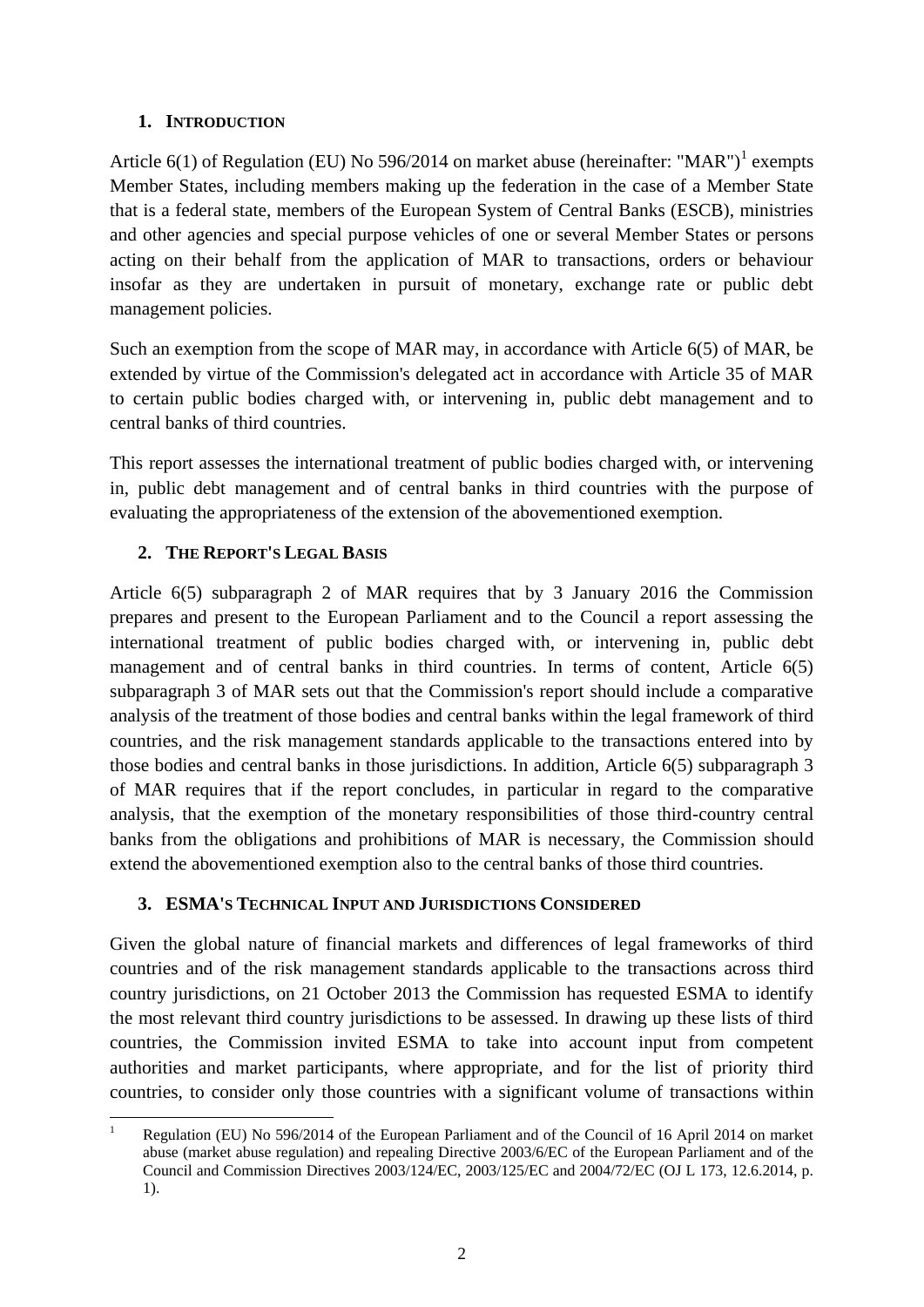## 1. INTRODUCTION

Article 6(1) of Regulation (EU) No 596/2014 on market abuse (hereinafter: "MAR")[1] exempts Member States, including members making up the federation in the case of a Member State that is a federal state, members of the European System of Central Banks (ESCB), ministries and other agencies and special purpose vehicles of one or several Member States or persons acting on their behalf from the application of MAR to transactions, orders or behaviour insofar as they are undertaken in pursuit of monetary, exchange rate or public debt management policies.

Such an exemption from the scope of MAR may, in accordance with Article 6(5) of MAR, be extended by virtue of the Commission's delegated act in accordance with Article 35 of MAR to certain public bodies charged with, or intervening in, public debt management and to central banks of third countries.

This report assesses the international treatment of public bodies charged with, or intervening in, public debt management and of central banks in third countries with the purpose of evaluating the appropriateness of the extension of the abovementioned exemption.

## 2. THE REPORT'S LEGAL BASIS

Article 6(5) subparagraph 2 of MAR requires that by 3 January 2016 the Commission prepares and present to the European Parliament and to the Council a report assessing the international treatment of public bodies charged with, or intervening in, public debt management and of central banks in third countries. In terms of content, Article 6(5) subparagraph 3 of MAR sets out that the Commission's report should include a comparative analysis of the treatment of those bodies and central banks within the legal framework of third countries, and the risk management standards applicable to the transactions entered into by those bodies and central banks in those jurisdictions. In addition, Article 6(5) subparagraph 3 of MAR requires that if the report concludes, in particular in regard to the comparative analysis, that the exemption of the monetary responsibilities of those third-country central banks from the obligations and prohibitions of MAR is necessary, the Commission should extend the abovementioned exemption also to the central banks of those third countries.

## 3. ESMA'S TECHNICAL INPUT AND JURISDICTIONS CONSIDERED

Given the global nature of financial markets and differences of legal frameworks of third countries and of the risk management standards applicable to the transactions across third country jurisdictions, on 21 October 2013 the Commission has requested ESMA to identify the most relevant third country jurisdictions to be assessed. In drawing up these lists of third countries, the Commission invited ESMA to take into account input from competent authorities and market participants, where appropriate, and for the list of priority third countries, to consider only those countries with a significant volume of transactions within

---

[1] Regulation (EU) No 596/2014 of the European Parliament and of the Council of 16 April 2014 on market abuse (market abuse regulation) and repealing Directive 2003/6/EC of the European Parliament and of the Council and Commission Directives 2003/124/EC, 2003/125/EC and 2004/72/EC (OJ L 173, 12.6.2014, p. 1).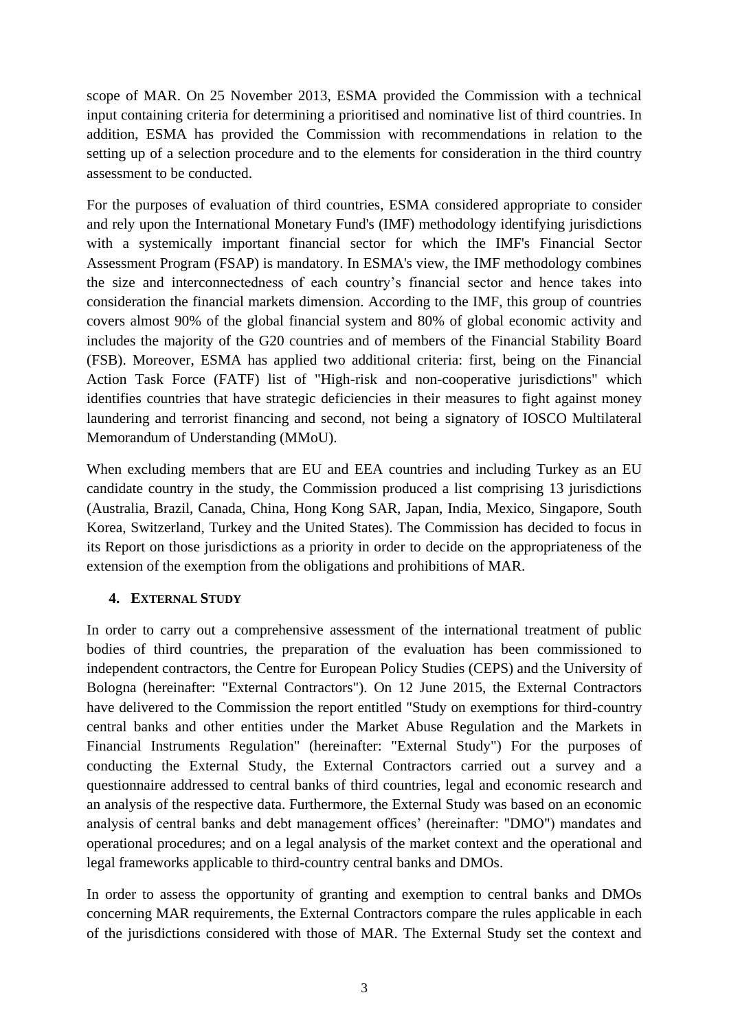scope of MAR. On 25 November 2013, ESMA provided the Commission with a technical input containing criteria for determining a prioritised and nominative list of third countries. In addition, ESMA has provided the Commission with recommendations in relation to the setting up of a selection procedure and to the elements for consideration in the third country assessment to be conducted.

For the purposes of evaluation of third countries, ESMA considered appropriate to consider and rely upon the International Monetary Fund's (IMF) methodology identifying jurisdictions with a systemically important financial sector for which the IMF's Financial Sector Assessment Program (FSAP) is mandatory. In ESMA's view, the IMF methodology combines the size and interconnectedness of each country's financial sector and hence takes into consideration the financial markets dimension. According to the IMF, this group of countries covers almost 90% of the global financial system and 80% of global economic activity and includes the majority of the G20 countries and of members of the Financial Stability Board (FSB). Moreover, ESMA has applied two additional criteria: first, being on the Financial Action Task Force (FATF) list of "High-risk and non-cooperative jurisdictions" which identifies countries that have strategic deficiencies in their measures to fight against money laundering and terrorist financing and second, not being a signatory of IOSCO Multilateral Memorandum of Understanding (MMoU).

When excluding members that are EU and EEA countries and including Turkey as an EU candidate country in the study, the Commission produced a list comprising 13 jurisdictions (Australia, Brazil, Canada, China, Hong Kong SAR, Japan, India, Mexico, Singapore, South Korea, Switzerland, Turkey and the United States). The Commission has decided to focus in its Report on those jurisdictions as a priority in order to decide on the appropriateness of the extension of the exemption from the obligations and prohibitions of MAR.

## 4. External Study

In order to carry out a comprehensive assessment of the international treatment of public bodies of third countries, the preparation of the evaluation has been commissioned to independent contractors, the Centre for European Policy Studies (CEPS) and the University of Bologna (hereinafter: "External Contractors"). On 12 June 2015, the External Contractors have delivered to the Commission the report entitled "Study on exemptions for third-country central banks and other entities under the Market Abuse Regulation and the Markets in Financial Instruments Regulation" (hereinafter: "External Study") For the purposes of conducting the External Study, the External Contractors carried out a survey and a questionnaire addressed to central banks of third countries, legal and economic research and an analysis of the respective data. Furthermore, the External Study was based on an economic analysis of central banks and debt management offices' (hereinafter: "DMO") mandates and operational procedures; and on a legal analysis of the market context and the operational and legal frameworks applicable to third-country central banks and DMOs.

In order to assess the opportunity of granting and exemption to central banks and DMOs concerning MAR requirements, the External Contractors compare the rules applicable in each of the jurisdictions considered with those of MAR. The External Study set the context and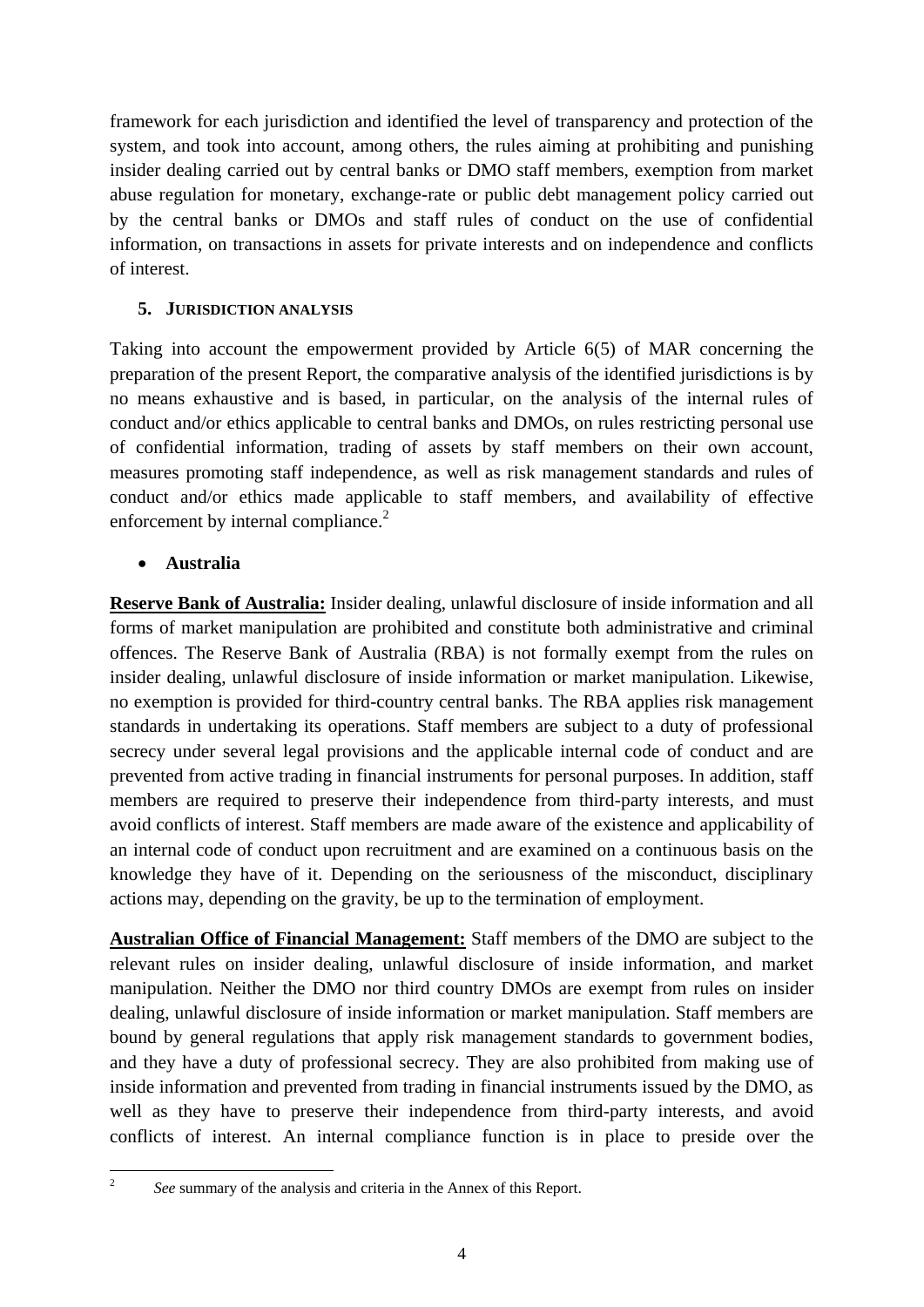framework for each jurisdiction and identified the level of transparency and protection of the system, and took into account, among others, the rules aiming at prohibiting and punishing insider dealing carried out by central banks or DMO staff members, exemption from market abuse regulation for monetary, exchange-rate or public debt management policy carried out by the central banks or DMOs and staff rules of conduct on the use of confidential information, on transactions in assets for private interests and on independence and conflicts of interest.

## 5. Jurisdiction analysis

Taking into account the empowerment provided by Article 6(5) of MAR concerning the preparation of the present Report, the comparative analysis of the identified jurisdictions is by no means exhaustive and is based, in particular, on the analysis of the internal rules of conduct and/or ethics applicable to central banks and DMOs, on rules restricting personal use of confidential information, trading of assets by staff members on their own account, measures promoting staff independence, as well as risk management standards and rules of conduct and/or ethics made applicable to staff members, and availability of effective enforcement by internal compliance.[2]

- **Australia**

**Reserve Bank of Australia:** Insider dealing, unlawful disclosure of inside information and all forms of market manipulation are prohibited and constitute both administrative and criminal offences. The Reserve Bank of Australia (RBA) is not formally exempt from the rules on insider dealing, unlawful disclosure of inside information or market manipulation. Likewise, no exemption is provided for third-country central banks. The RBA applies risk management standards in undertaking its operations. Staff members are subject to a duty of professional secrecy under several legal provisions and the applicable internal code of conduct and are prevented from active trading in financial instruments for personal purposes. In addition, staff members are required to preserve their independence from third-party interests, and must avoid conflicts of interest. Staff members are made aware of the existence and applicability of an internal code of conduct upon recruitment and are examined on a continuous basis on the knowledge they have of it. Depending on the seriousness of the misconduct, disciplinary actions may, depending on the gravity, be up to the termination of employment.

**Australian Office of Financial Management:** Staff members of the DMO are subject to the relevant rules on insider dealing, unlawful disclosure of inside information, and market manipulation. Neither the DMO nor third country DMOs are exempt from rules on insider dealing, unlawful disclosure of inside information or market manipulation. Staff members are bound by general regulations that apply risk management standards to government bodies, and they have a duty of professional secrecy. They are also prohibited from making use of inside information and prevented from trading in financial instruments issued by the DMO, as well as they have to preserve their independence from third-party interests, and avoid conflicts of interest. An internal compliance function is in place to preside over the

[2] *See* summary of the analysis and criteria in the Annex of this Report.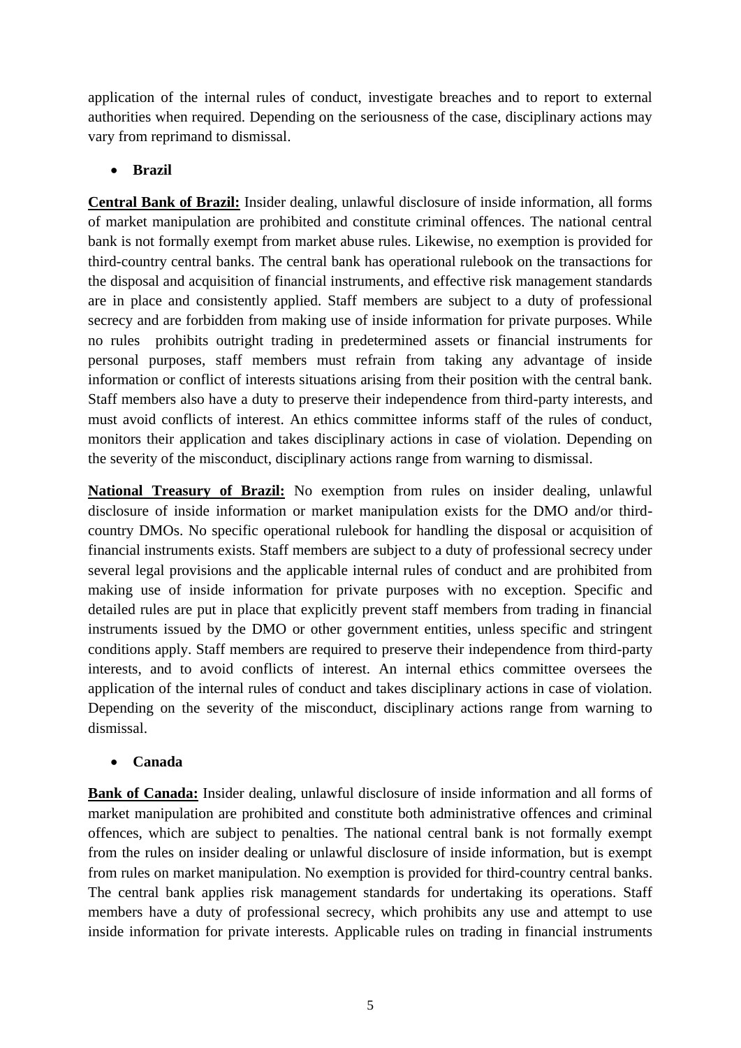application of the internal rules of conduct, investigate breaches and to report to external authorities when required. Depending on the seriousness of the case, disciplinary actions may vary from reprimand to dismissal.

- **Brazil**

**Central Bank of Brazil:** Insider dealing, unlawful disclosure of inside information, all forms of market manipulation are prohibited and constitute criminal offences. The national central bank is not formally exempt from market abuse rules. Likewise, no exemption is provided for third-country central banks. The central bank has operational rulebook on the transactions for the disposal and acquisition of financial instruments, and effective risk management standards are in place and consistently applied. Staff members are subject to a duty of professional secrecy and are forbidden from making use of inside information for private purposes. While no rules prohibits outright trading in predetermined assets or financial instruments for personal purposes, staff members must refrain from taking any advantage of inside information or conflict of interests situations arising from their position with the central bank. Staff members also have a duty to preserve their independence from third-party interests, and must avoid conflicts of interest. An ethics committee informs staff of the rules of conduct, monitors their application and takes disciplinary actions in case of violation. Depending on the severity of the misconduct, disciplinary actions range from warning to dismissal.

**National Treasury of Brazil:** No exemption from rules on insider dealing, unlawful disclosure of inside information or market manipulation exists for the DMO and/or third-country DMOs. No specific operational rulebook for handling the disposal or acquisition of financial instruments exists. Staff members are subject to a duty of professional secrecy under several legal provisions and the applicable internal rules of conduct and are prohibited from making use of inside information for private purposes with no exception. Specific and detailed rules are put in place that explicitly prevent staff members from trading in financial instruments issued by the DMO or other government entities, unless specific and stringent conditions apply. Staff members are required to preserve their independence from third-party interests, and to avoid conflicts of interest. An internal ethics committee oversees the application of the internal rules of conduct and takes disciplinary actions in case of violation. Depending on the severity of the misconduct, disciplinary actions range from warning to dismissal.

- **Canada**

**Bank of Canada:** Insider dealing, unlawful disclosure of inside information and all forms of market manipulation are prohibited and constitute both administrative offences and criminal offences, which are subject to penalties. The national central bank is not formally exempt from the rules on insider dealing or unlawful disclosure of inside information, but is exempt from rules on market manipulation. No exemption is provided for third-country central banks. The central bank applies risk management standards for undertaking its operations. Staff members have a duty of professional secrecy, which prohibits any use and attempt to use inside information for private interests. Applicable rules on trading in financial instruments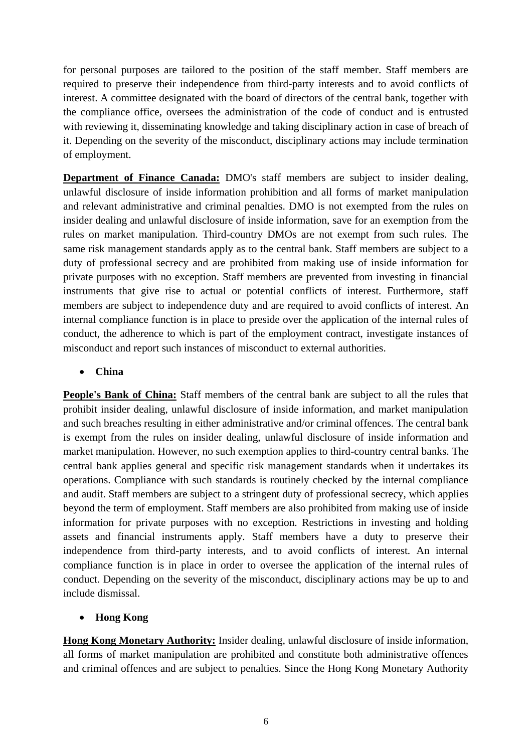for personal purposes are tailored to the position of the staff member. Staff members are required to preserve their independence from third-party interests and to avoid conflicts of interest. A committee designated with the board of directors of the central bank, together with the compliance office, oversees the administration of the code of conduct and is entrusted with reviewing it, disseminating knowledge and taking disciplinary action in case of breach of it. Depending on the severity of the misconduct, disciplinary actions may include termination of employment.

**Department of Finance Canada:** DMO's staff members are subject to insider dealing, unlawful disclosure of inside information prohibition and all forms of market manipulation and relevant administrative and criminal penalties. DMO is not exempted from the rules on insider dealing and unlawful disclosure of inside information, save for an exemption from the rules on market manipulation. Third-country DMOs are not exempt from such rules. The same risk management standards apply as to the central bank. Staff members are subject to a duty of professional secrecy and are prohibited from making use of inside information for private purposes with no exception. Staff members are prevented from investing in financial instruments that give rise to actual or potential conflicts of interest. Furthermore, staff members are subject to independence duty and are required to avoid conflicts of interest. An internal compliance function is in place to preside over the application of the internal rules of conduct, the adherence to which is part of the employment contract, investigate instances of misconduct and report such instances of misconduct to external authorities.

- **China**

**People's Bank of China:** Staff members of the central bank are subject to all the rules that prohibit insider dealing, unlawful disclosure of inside information, and market manipulation and such breaches resulting in either administrative and/or criminal offences. The central bank is exempt from the rules on insider dealing, unlawful disclosure of inside information and market manipulation. However, no such exemption applies to third-country central banks. The central bank applies general and specific risk management standards when it undertakes its operations. Compliance with such standards is routinely checked by the internal compliance and audit. Staff members are subject to a stringent duty of professional secrecy, which applies beyond the term of employment. Staff members are also prohibited from making use of inside information for private purposes with no exception. Restrictions in investing and holding assets and financial instruments apply. Staff members have a duty to preserve their independence from third-party interests, and to avoid conflicts of interest. An internal compliance function is in place in order to oversee the application of the internal rules of conduct. Depending on the severity of the misconduct, disciplinary actions may be up to and include dismissal.

- **Hong Kong**

**Hong Kong Monetary Authority:** Insider dealing, unlawful disclosure of inside information, all forms of market manipulation are prohibited and constitute both administrative offences and criminal offences and are subject to penalties. Since the Hong Kong Monetary Authority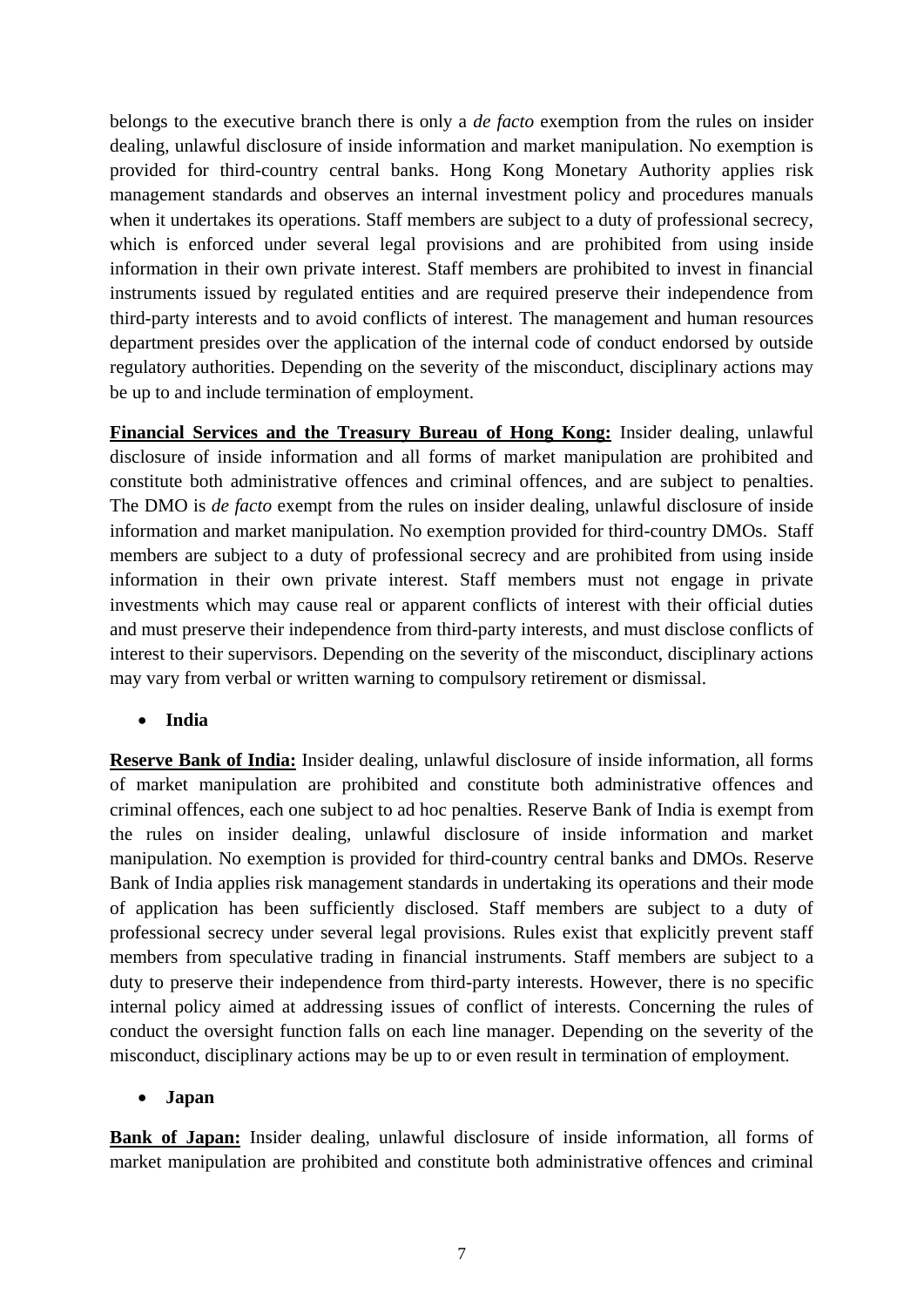belongs to the executive branch there is only a *de facto* exemption from the rules on insider dealing, unlawful disclosure of inside information and market manipulation. No exemption is provided for third-country central banks. Hong Kong Monetary Authority applies risk management standards and observes an internal investment policy and procedures manuals when it undertakes its operations. Staff members are subject to a duty of professional secrecy, which is enforced under several legal provisions and are prohibited from using inside information in their own private interest. Staff members are prohibited to invest in financial instruments issued by regulated entities and are required preserve their independence from third-party interests and to avoid conflicts of interest. The management and human resources department presides over the application of the internal code of conduct endorsed by outside regulatory authorities. Depending on the severity of the misconduct, disciplinary actions may be up to and include termination of employment.

**Financial Services and the Treasury Bureau of Hong Kong:** Insider dealing, unlawful disclosure of inside information and all forms of market manipulation are prohibited and constitute both administrative offences and criminal offences, and are subject to penalties. The DMO is *de facto* exempt from the rules on insider dealing, unlawful disclosure of inside information and market manipulation. No exemption provided for third-country DMOs. Staff members are subject to a duty of professional secrecy and are prohibited from using inside information in their own private interest. Staff members must not engage in private investments which may cause real or apparent conflicts of interest with their official duties and must preserve their independence from third-party interests, and must disclose conflicts of interest to their supervisors. Depending on the severity of the misconduct, disciplinary actions may vary from verbal or written warning to compulsory retirement or dismissal.

- **India**

**Reserve Bank of India:** Insider dealing, unlawful disclosure of inside information, all forms of market manipulation are prohibited and constitute both administrative offences and criminal offences, each one subject to ad hoc penalties. Reserve Bank of India is exempt from the rules on insider dealing, unlawful disclosure of inside information and market manipulation. No exemption is provided for third-country central banks and DMOs. Reserve Bank of India applies risk management standards in undertaking its operations and their mode of application has been sufficiently disclosed. Staff members are subject to a duty of professional secrecy under several legal provisions. Rules exist that explicitly prevent staff members from speculative trading in financial instruments. Staff members are subject to a duty to preserve their independence from third-party interests. However, there is no specific internal policy aimed at addressing issues of conflict of interests. Concerning the rules of conduct the oversight function falls on each line manager. Depending on the severity of the misconduct, disciplinary actions may be up to or even result in termination of employment.

- **Japan**

**Bank of Japan:** Insider dealing, unlawful disclosure of inside information, all forms of market manipulation are prohibited and constitute both administrative offences and criminal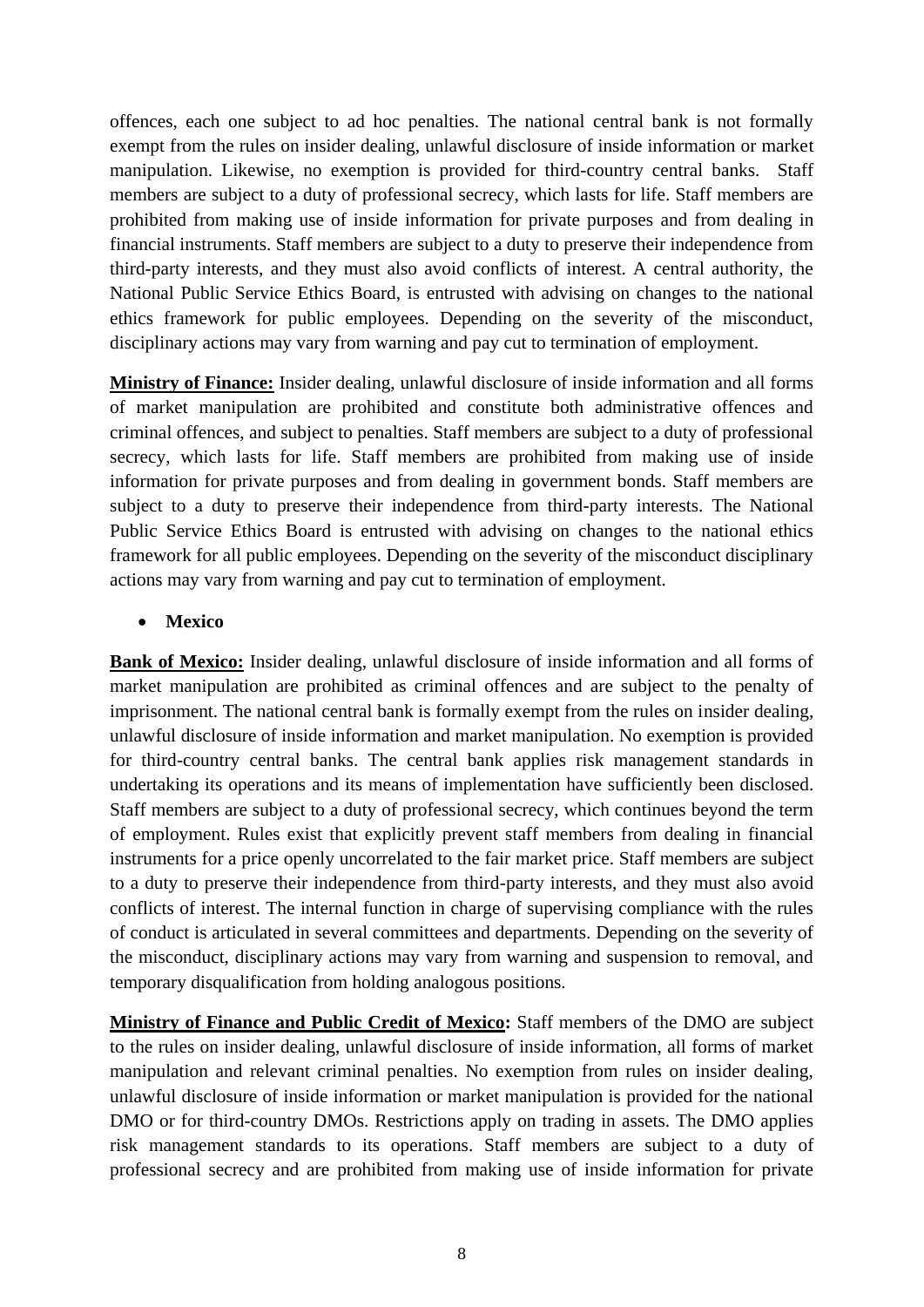offences, each one subject to ad hoc penalties. The national central bank is not formally exempt from the rules on insider dealing, unlawful disclosure of inside information or market manipulation. Likewise, no exemption is provided for third-country central banks. Staff members are subject to a duty of professional secrecy, which lasts for life. Staff members are prohibited from making use of inside information for private purposes and from dealing in financial instruments. Staff members are subject to a duty to preserve their independence from third-party interests, and they must also avoid conflicts of interest. A central authority, the National Public Service Ethics Board, is entrusted with advising on changes to the national ethics framework for public employees. Depending on the severity of the misconduct, disciplinary actions may vary from warning and pay cut to termination of employment.

**Ministry of Finance:** Insider dealing, unlawful disclosure of inside information and all forms of market manipulation are prohibited and constitute both administrative offences and criminal offences, and subject to penalties. Staff members are subject to a duty of professional secrecy, which lasts for life. Staff members are prohibited from making use of inside information for private purposes and from dealing in government bonds. Staff members are subject to a duty to preserve their independence from third-party interests. The National Public Service Ethics Board is entrusted with advising on changes to the national ethics framework for all public employees. Depending on the severity of the misconduct disciplinary actions may vary from warning and pay cut to termination of employment.

- **Mexico**

**Bank of Mexico:** Insider dealing, unlawful disclosure of inside information and all forms of market manipulation are prohibited as criminal offences and are subject to the penalty of imprisonment. The national central bank is formally exempt from the rules on insider dealing, unlawful disclosure of inside information and market manipulation. No exemption is provided for third-country central banks. The central bank applies risk management standards in undertaking its operations and its means of implementation have sufficiently been disclosed. Staff members are subject to a duty of professional secrecy, which continues beyond the term of employment. Rules exist that explicitly prevent staff members from dealing in financial instruments for a price openly uncorrelated to the fair market price. Staff members are subject to a duty to preserve their independence from third-party interests, and they must also avoid conflicts of interest. The internal function in charge of supervising compliance with the rules of conduct is articulated in several committees and departments. Depending on the severity of the misconduct, disciplinary actions may vary from warning and suspension to removal, and temporary disqualification from holding analogous positions.

**Ministry of Finance and Public Credit of Mexico:** Staff members of the DMO are subject to the rules on insider dealing, unlawful disclosure of inside information, all forms of market manipulation and relevant criminal penalties. No exemption from rules on insider dealing, unlawful disclosure of inside information or market manipulation is provided for the national DMO or for third-country DMOs. Restrictions apply on trading in assets. The DMO applies risk management standards to its operations. Staff members are subject to a duty of professional secrecy and are prohibited from making use of inside information for private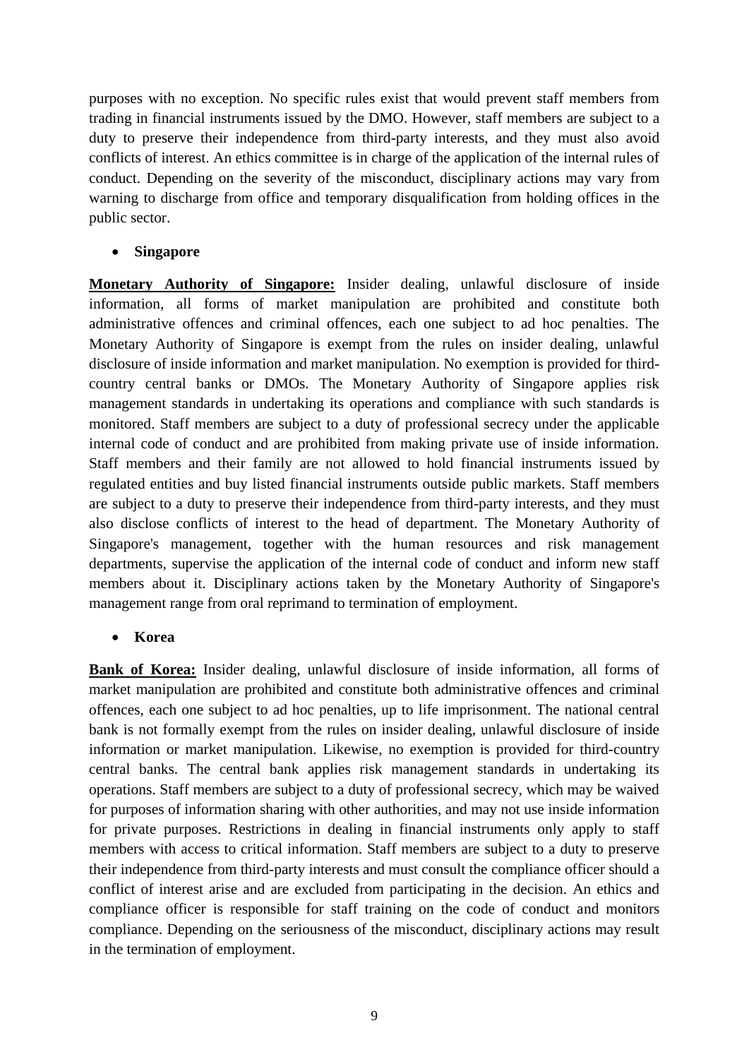purposes with no exception. No specific rules exist that would prevent staff members from trading in financial instruments issued by the DMO. However, staff members are subject to a duty to preserve their independence from third-party interests, and they must also avoid conflicts of interest. An ethics committee is in charge of the application of the internal rules of conduct. Depending on the severity of the misconduct, disciplinary actions may vary from warning to discharge from office and temporary disqualification from holding offices in the public sector.

- **Singapore**

**Monetary Authority of Singapore:** Insider dealing, unlawful disclosure of inside information, all forms of market manipulation are prohibited and constitute both administrative offences and criminal offences, each one subject to ad hoc penalties. The Monetary Authority of Singapore is exempt from the rules on insider dealing, unlawful disclosure of inside information and market manipulation. No exemption is provided for third-country central banks or DMOs. The Monetary Authority of Singapore applies risk management standards in undertaking its operations and compliance with such standards is monitored. Staff members are subject to a duty of professional secrecy under the applicable internal code of conduct and are prohibited from making private use of inside information. Staff members and their family are not allowed to hold financial instruments issued by regulated entities and buy listed financial instruments outside public markets. Staff members are subject to a duty to preserve their independence from third-party interests, and they must also disclose conflicts of interest to the head of department. The Monetary Authority of Singapore's management, together with the human resources and risk management departments, supervise the application of the internal code of conduct and inform new staff members about it. Disciplinary actions taken by the Monetary Authority of Singapore's management range from oral reprimand to termination of employment.

- **Korea**

**Bank of Korea:** Insider dealing, unlawful disclosure of inside information, all forms of market manipulation are prohibited and constitute both administrative offences and criminal offences, each one subject to ad hoc penalties, up to life imprisonment. The national central bank is not formally exempt from the rules on insider dealing, unlawful disclosure of inside information or market manipulation. Likewise, no exemption is provided for third-country central banks. The central bank applies risk management standards in undertaking its operations. Staff members are subject to a duty of professional secrecy, which may be waived for purposes of information sharing with other authorities, and may not use inside information for private purposes. Restrictions in dealing in financial instruments only apply to staff members with access to critical information. Staff members are subject to a duty to preserve their independence from third-party interests and must consult the compliance officer should a conflict of interest arise and are excluded from participating in the decision. An ethics and compliance officer is responsible for staff training on the code of conduct and monitors compliance. Depending on the seriousness of the misconduct, disciplinary actions may result in the termination of employment.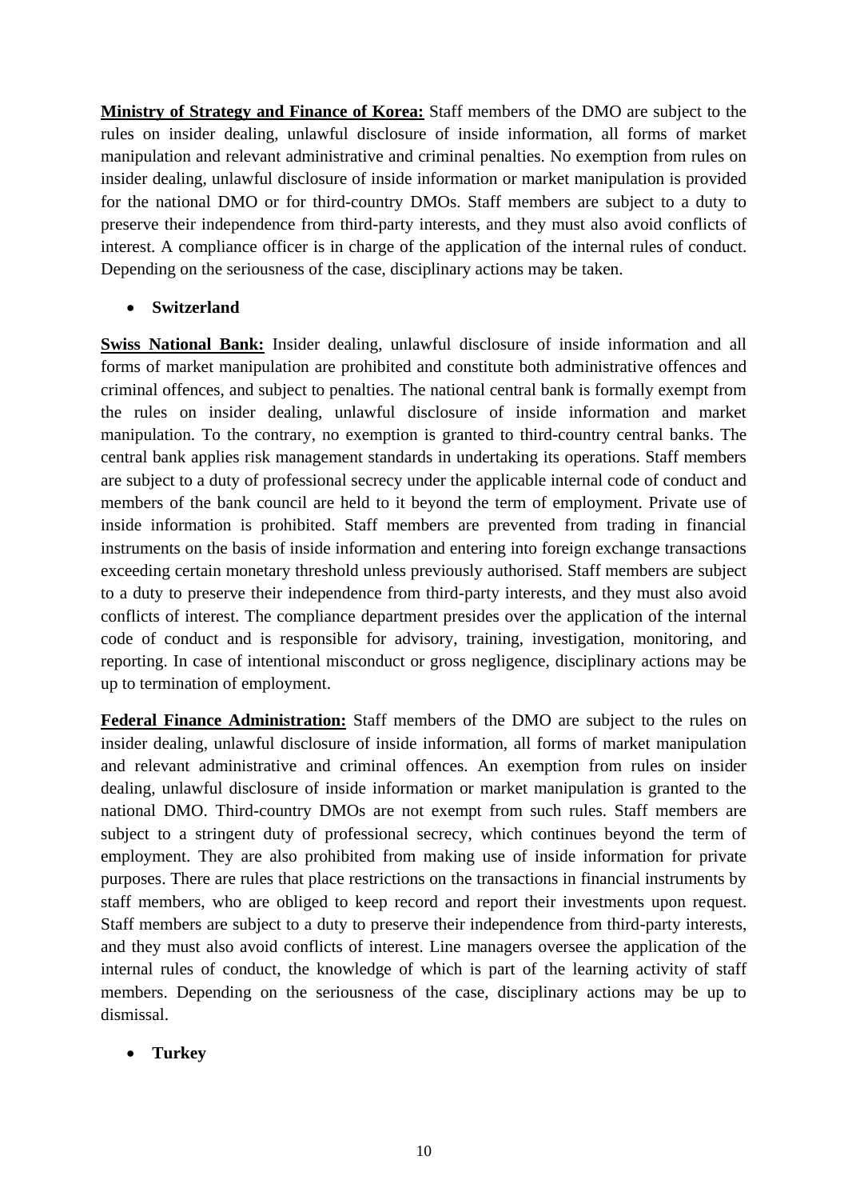**Ministry of Strategy and Finance of Korea:** Staff members of the DMO are subject to the rules on insider dealing, unlawful disclosure of inside information, all forms of market manipulation and relevant administrative and criminal penalties. No exemption from rules on insider dealing, unlawful disclosure of inside information or market manipulation is provided for the national DMO or for third-country DMOs. Staff members are subject to a duty to preserve their independence from third-party interests, and they must also avoid conflicts of interest. A compliance officer is in charge of the application of the internal rules of conduct. Depending on the seriousness of the case, disciplinary actions may be taken.

- **Switzerland**

**Swiss National Bank:** Insider dealing, unlawful disclosure of inside information and all forms of market manipulation are prohibited and constitute both administrative offences and criminal offences, and subject to penalties. The national central bank is formally exempt from the rules on insider dealing, unlawful disclosure of inside information and market manipulation. To the contrary, no exemption is granted to third-country central banks. The central bank applies risk management standards in undertaking its operations. Staff members are subject to a duty of professional secrecy under the applicable internal code of conduct and members of the bank council are held to it beyond the term of employment. Private use of inside information is prohibited. Staff members are prevented from trading in financial instruments on the basis of inside information and entering into foreign exchange transactions exceeding certain monetary threshold unless previously authorised. Staff members are subject to a duty to preserve their independence from third-party interests, and they must also avoid conflicts of interest. The compliance department presides over the application of the internal code of conduct and is responsible for advisory, training, investigation, monitoring, and reporting. In case of intentional misconduct or gross negligence, disciplinary actions may be up to termination of employment.

**Federal Finance Administration:** Staff members of the DMO are subject to the rules on insider dealing, unlawful disclosure of inside information, all forms of market manipulation and relevant administrative and criminal offences. An exemption from rules on insider dealing, unlawful disclosure of inside information or market manipulation is granted to the national DMO. Third-country DMOs are not exempt from such rules. Staff members are subject to a stringent duty of professional secrecy, which continues beyond the term of employment. They are also prohibited from making use of inside information for private purposes. There are rules that place restrictions on the transactions in financial instruments by staff members, who are obliged to keep record and report their investments upon request. Staff members are subject to a duty to preserve their independence from third-party interests, and they must also avoid conflicts of interest. Line managers oversee the application of the internal rules of conduct, the knowledge of which is part of the learning activity of staff members. Depending on the seriousness of the case, disciplinary actions may be up to dismissal.

- **Turkey**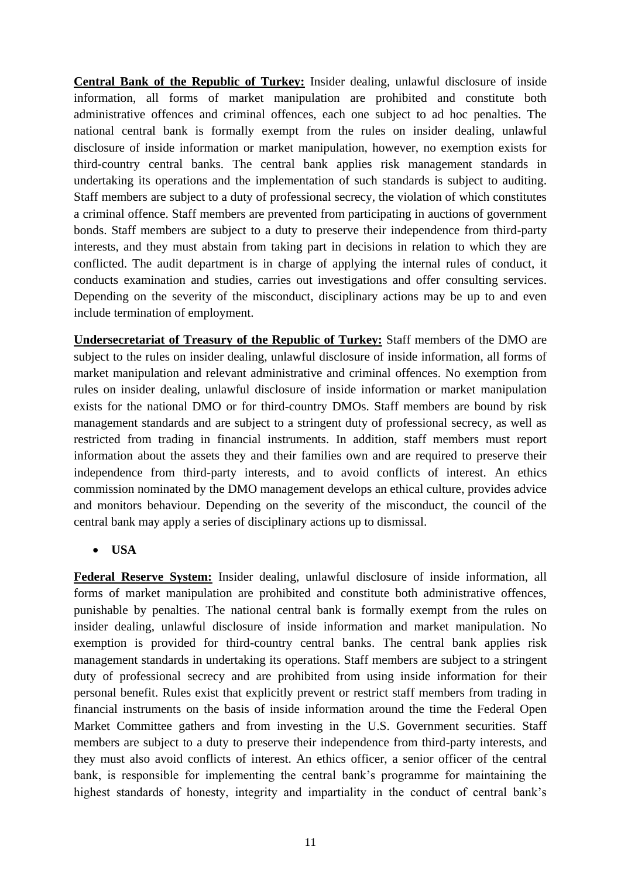**Central Bank of the Republic of Turkey:** Insider dealing, unlawful disclosure of inside information, all forms of market manipulation are prohibited and constitute both administrative offences and criminal offences, each one subject to ad hoc penalties. The national central bank is formally exempt from the rules on insider dealing, unlawful disclosure of inside information or market manipulation, however, no exemption exists for third-country central banks. The central bank applies risk management standards in undertaking its operations and the implementation of such standards is subject to auditing. Staff members are subject to a duty of professional secrecy, the violation of which constitutes a criminal offence. Staff members are prevented from participating in auctions of government bonds. Staff members are subject to a duty to preserve their independence from third-party interests, and they must abstain from taking part in decisions in relation to which they are conflicted. The audit department is in charge of applying the internal rules of conduct, it conducts examination and studies, carries out investigations and offer consulting services. Depending on the severity of the misconduct, disciplinary actions may be up to and even include termination of employment.

**Undersecretariat of Treasury of the Republic of Turkey:** Staff members of the DMO are subject to the rules on insider dealing, unlawful disclosure of inside information, all forms of market manipulation and relevant administrative and criminal offences. No exemption from rules on insider dealing, unlawful disclosure of inside information or market manipulation exists for the national DMO or for third-country DMOs. Staff members are bound by risk management standards and are subject to a stringent duty of professional secrecy, as well as restricted from trading in financial instruments. In addition, staff members must report information about the assets they and their families own and are required to preserve their independence from third-party interests, and to avoid conflicts of interest. An ethics commission nominated by the DMO management develops an ethical culture, provides advice and monitors behaviour. Depending on the severity of the misconduct, the council of the central bank may apply a series of disciplinary actions up to dismissal.

- **USA**

**Federal Reserve System:** Insider dealing, unlawful disclosure of inside information, all forms of market manipulation are prohibited and constitute both administrative offences, punishable by penalties. The national central bank is formally exempt from the rules on insider dealing, unlawful disclosure of inside information and market manipulation. No exemption is provided for third-country central banks. The central bank applies risk management standards in undertaking its operations. Staff members are subject to a stringent duty of professional secrecy and are prohibited from using inside information for their personal benefit. Rules exist that explicitly prevent or restrict staff members from trading in financial instruments on the basis of inside information around the time the Federal Open Market Committee gathers and from investing in the U.S. Government securities. Staff members are subject to a duty to preserve their independence from third-party interests, and they must also avoid conflicts of interest. An ethics officer, a senior officer of the central bank, is responsible for implementing the central bank's programme for maintaining the highest standards of honesty, integrity and impartiality in the conduct of central bank's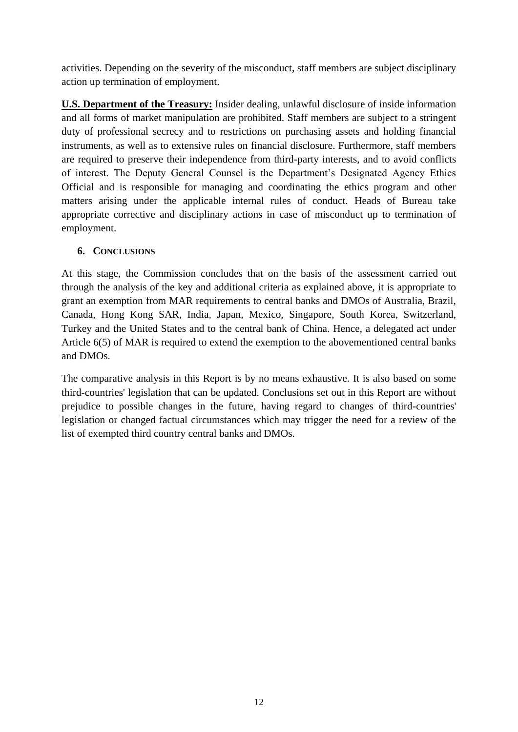activities. Depending on the severity of the misconduct, staff members are subject disciplinary action up termination of employment.

**U.S. Department of the Treasury:** Insider dealing, unlawful disclosure of inside information and all forms of market manipulation are prohibited. Staff members are subject to a stringent duty of professional secrecy and to restrictions on purchasing assets and holding financial instruments, as well as to extensive rules on financial disclosure. Furthermore, staff members are required to preserve their independence from third-party interests, and to avoid conflicts of interest. The Deputy General Counsel is the Department's Designated Agency Ethics Official and is responsible for managing and coordinating the ethics program and other matters arising under the applicable internal rules of conduct. Heads of Bureau take appropriate corrective and disciplinary actions in case of misconduct up to termination of employment.

## 6. CONCLUSIONS

At this stage, the Commission concludes that on the basis of the assessment carried out through the analysis of the key and additional criteria as explained above, it is appropriate to grant an exemption from MAR requirements to central banks and DMOs of Australia, Brazil, Canada, Hong Kong SAR, India, Japan, Mexico, Singapore, South Korea, Switzerland, Turkey and the United States and to the central bank of China. Hence, a delegated act under Article 6(5) of MAR is required to extend the exemption to the abovementioned central banks and DMOs.

The comparative analysis in this Report is by no means exhaustive. It is also based on some third-countries' legislation that can be updated. Conclusions set out in this Report are without prejudice to possible changes in the future, having regard to changes of third-countries' legislation or changed factual circumstances which may trigger the need for a review of the list of exempted third country central banks and DMOs.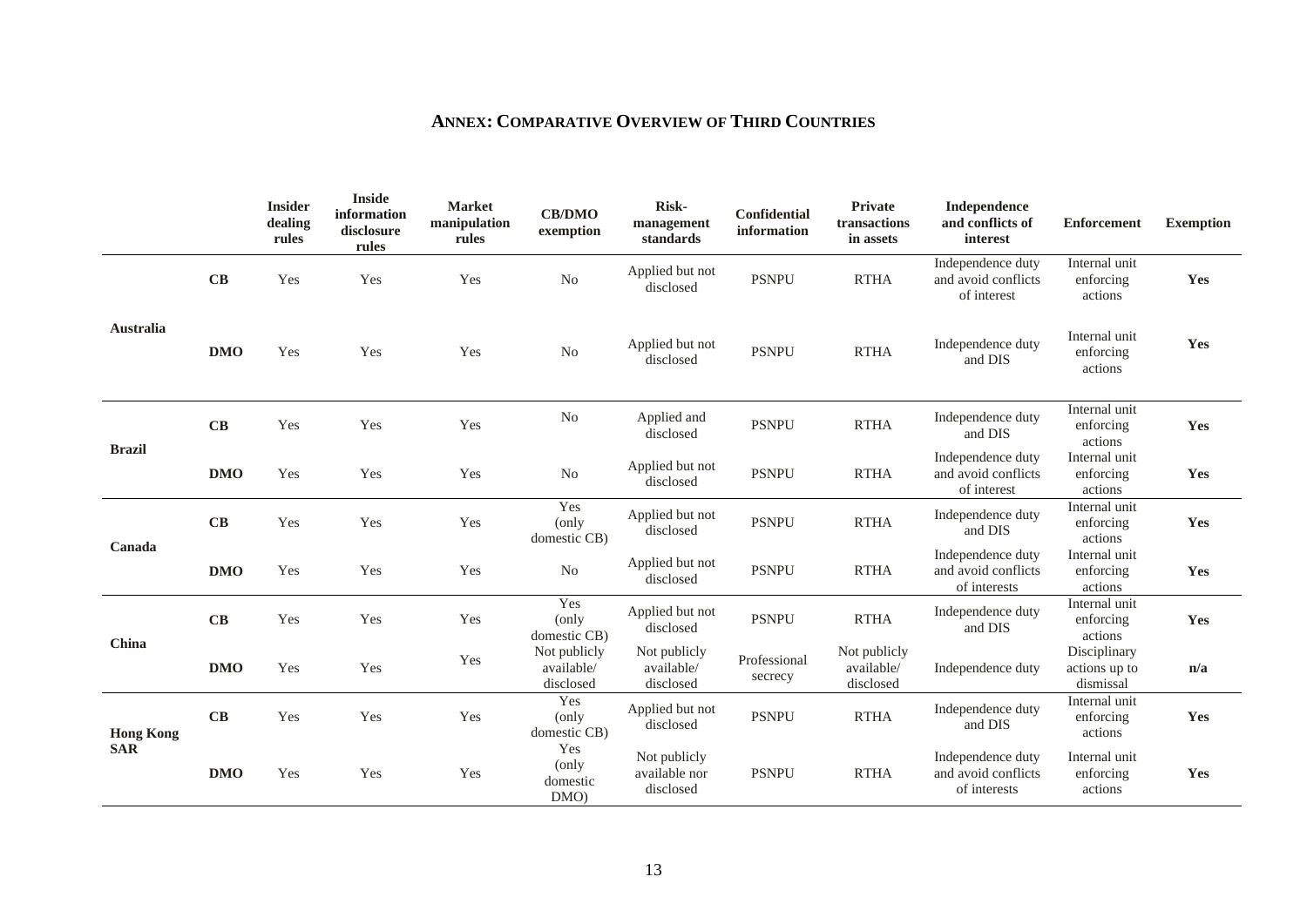## Annex: Comparative Overview of Third Countries

| | | Insider dealing rules | Inside information disclosure rules | Market manipulation rules | CB/DMO exemption | Risk-management standards | Confidential information | Private transactions in assets | Independence and conflicts of interest | Enforcement | Exemption |
|---|---|---|---|---|---|---|---|---|---|---|---|
| **Australia** | **CB** | Yes | Yes | Yes | No | Applied but not disclosed | PSNPU | RTHA | Independence duty and avoid conflicts of interest | Internal unit enforcing actions | **Yes** |
| | **DMO** | Yes | Yes | Yes | No | Applied but not disclosed | PSNPU | RTHA | Independence duty and DIS | Internal unit enforcing actions | **Yes** |
| **Brazil** | **CB** | Yes | Yes | Yes | No | Applied and disclosed | PSNPU | RTHA | Independence duty and DIS | Internal unit enforcing actions | **Yes** |
| | **DMO** | Yes | Yes | Yes | No | Applied but not disclosed | PSNPU | RTHA | Independence duty and avoid conflicts of interest | Internal unit enforcing actions | **Yes** |
| **Canada** | **CB** | Yes | Yes | Yes | Yes (only domestic CB) | Applied but not disclosed | PSNPU | RTHA | Independence duty and DIS | Internal unit enforcing actions | **Yes** |
| | **DMO** | Yes | Yes | Yes | No | Applied but not disclosed | PSNPU | RTHA | Independence duty and avoid conflicts of interests | Internal unit enforcing actions | **Yes** |
| **China** | **CB** | Yes | Yes | Yes | Yes (only domestic CB) | Applied but not disclosed | PSNPU | RTHA | Independence duty and DIS | Internal unit enforcing actions | **Yes** |
| | **DMO** | Yes | Yes | Yes | Not publicly available/ disclosed | Not publicly available/ disclosed | Professional secrecy | Not publicly available/ disclosed | Independence duty | Disciplinary actions up to dismissal | **n/a** |
| **Hong Kong SAR** | **CB** | Yes | Yes | Yes | Yes (only domestic CB) | Applied but not disclosed | PSNPU | RTHA | Independence duty and DIS | Internal unit enforcing actions | **Yes** |
| | **DMO** | Yes | Yes | Yes | Yes (only domestic DMO) | Not publicly available nor disclosed | PSNPU | RTHA | Independence duty and avoid conflicts of interests | Internal unit enforcing actions | **Yes** |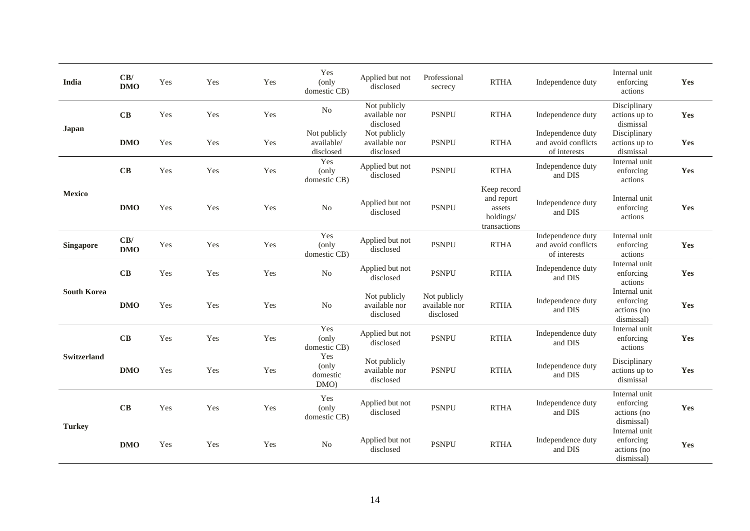| | | | | | | | | | | | |
|---|---|---|---|---|---|---|---|---|---|---|---|
| **India** | **CB/ DMO** | Yes | Yes | Yes | Yes (only domestic CB) | Applied but not disclosed | Professional secrecy | RTHA | Independence duty | Internal unit enforcing actions | **Yes** |
| **Japan** | **CB** | Yes | Yes | Yes | No | Not publicly available nor disclosed | PSNPU | RTHA | Independence duty | Disciplinary actions up to dismissal | **Yes** |
| | **DMO** | Yes | Yes | Yes | Not publicly available/ disclosed | Not publicly available nor disclosed | PSNPU | RTHA | Independence duty and avoid conflicts of interests | Disciplinary actions up to dismissal | **Yes** |
| **Mexico** | **CB** | Yes | Yes | Yes | Yes (only domestic CB) | Applied but not disclosed | PSNPU | RTHA | Independence duty and DIS | Internal unit enforcing actions | **Yes** |
| | **DMO** | Yes | Yes | Yes | No | Applied but not disclosed | PSNPU | Keep record and report assets holdings/ transactions | Independence duty and DIS | Internal unit enforcing actions | **Yes** |
| **Singapore** | **CB/ DMO** | Yes | Yes | Yes | Yes (only domestic CB) | Applied but not disclosed | PSNPU | RTHA | Independence duty and avoid conflicts of interests | Internal unit enforcing actions | **Yes** |
| **South Korea** | **CB** | Yes | Yes | Yes | No | Applied but not disclosed | PSNPU | RTHA | Independence duty and DIS | Internal unit enforcing actions | **Yes** |
| | **DMO** | Yes | Yes | Yes | No | Not publicly available nor disclosed | Not publicly available nor disclosed | RTHA | Independence duty and DIS | Internal unit enforcing actions (no dismissal) | **Yes** |
| **Switzerland** | **CB** | Yes | Yes | Yes | Yes (only domestic CB) | Applied but not disclosed | PSNPU | RTHA | Independence duty and DIS | Internal unit enforcing actions | **Yes** |
| | **DMO** | Yes | Yes | Yes | Yes (only domestic DMO) | Not publicly available nor disclosed | PSNPU | RTHA | Independence duty and DIS | Disciplinary actions up to dismissal | **Yes** |
| **Turkey** | **CB** | Yes | Yes | Yes | Yes (only domestic CB) | Applied but not disclosed | PSNPU | RTHA | Independence duty and DIS | Internal unit enforcing actions (no dismissal) | **Yes** |
| | **DMO** | Yes | Yes | Yes | No | Applied but not disclosed | PSNPU | RTHA | Independence duty and DIS | Internal unit enforcing actions (no dismissal) | **Yes** |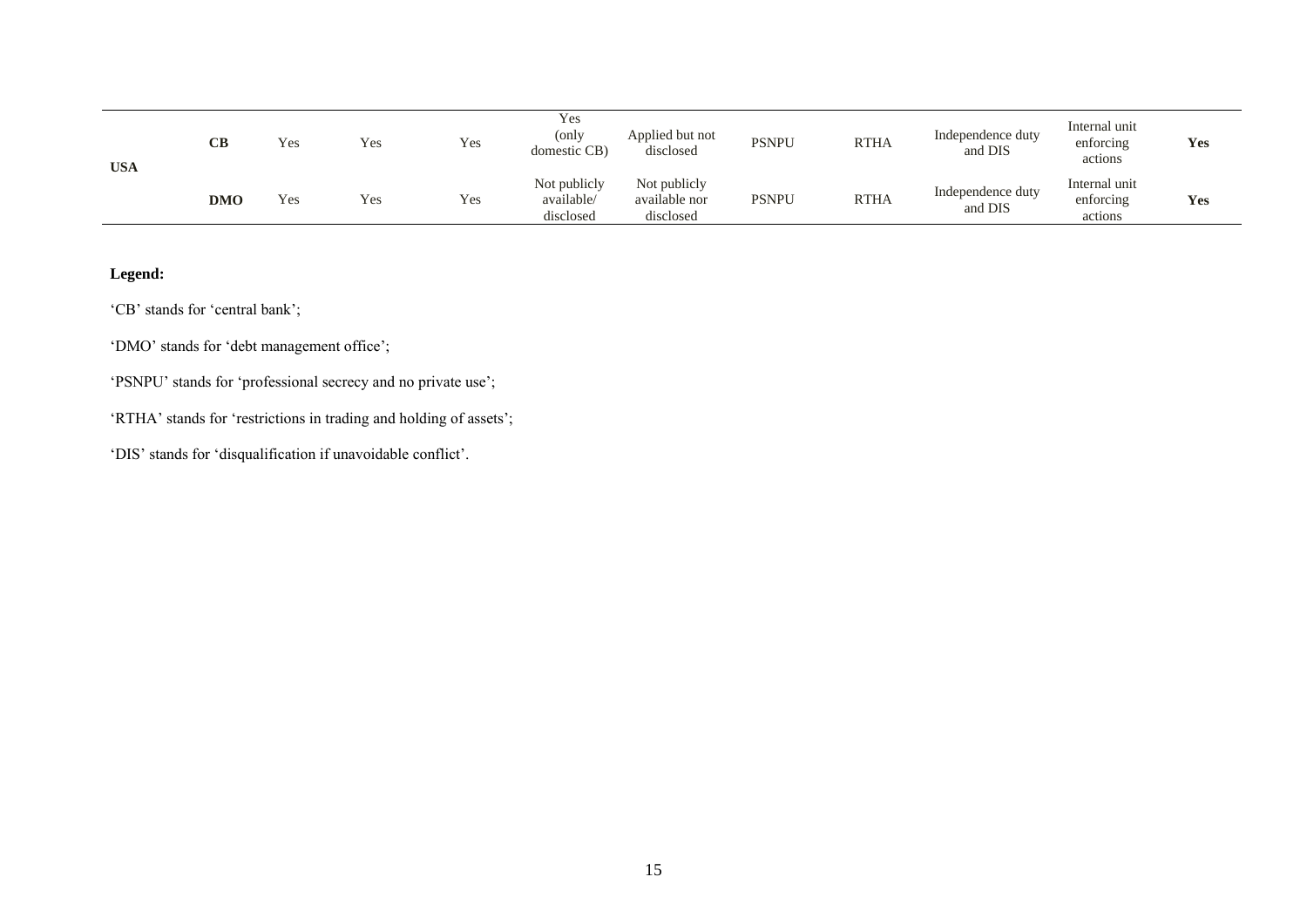| | | | | | | | | | | | |
|---|---|---|---|---|---|---|---|---|---|---|---|
| **USA** | **CB** | Yes | Yes | Yes | Yes (only domestic CB) | Applied but not disclosed | PSNPU | RTHA | Independence duty and DIS | Internal unit enforcing actions | **Yes** |
| | **DMO** | Yes | Yes | Yes | Not publicly available/ disclosed | Not publicly available nor disclosed | PSNPU | RTHA | Independence duty and DIS | Internal unit enforcing actions | **Yes** |

**Legend:**

'CB' stands for 'central bank';

'DMO' stands for 'debt management office';

'PSNPU' stands for 'professional secrecy and no private use';

'RTHA' stands for 'restrictions in trading and holding of assets';

'DIS' stands for 'disqualification if unavoidable conflict'.